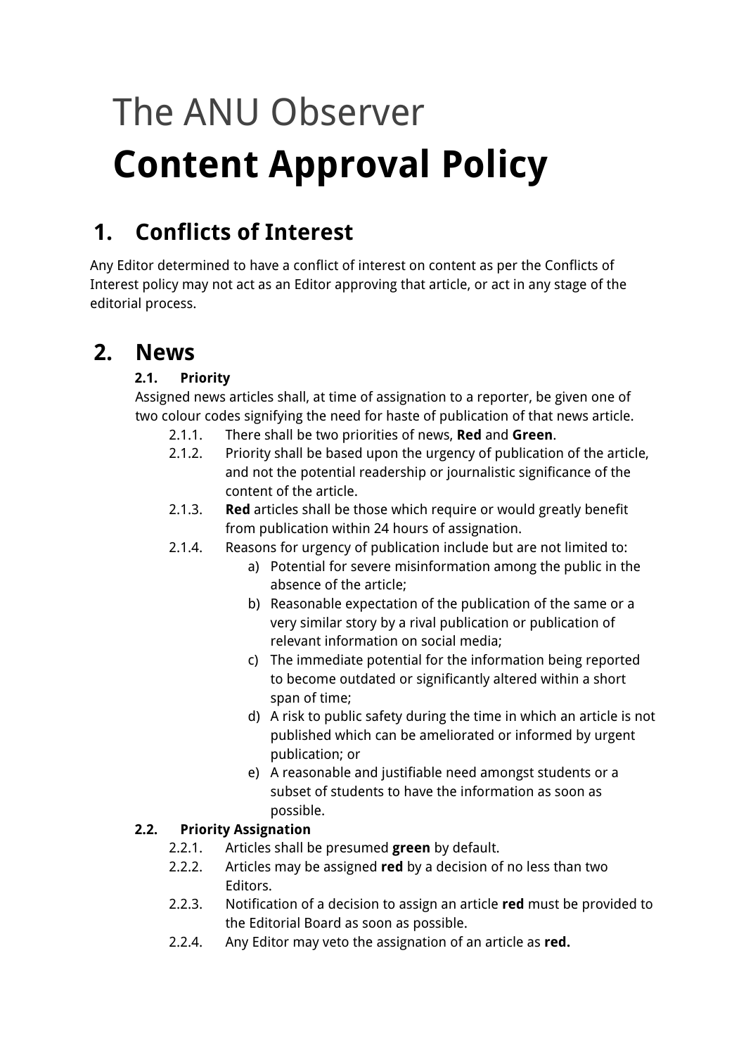# The ANU Observer

# **Content Approval Policy**

## 1. Conflicts of Interest

Any Editor determined to have a conflict of interest on content as per the Conflicts of Interest policy may not act as an Editor approving that article, or act in any stage of the editorial process.

## 2. News

### 2.1. Priority

Assigned news articles shall, at time of assignation to a reporter, be given one of two colour codes signifying the need for haste of publication of that news article.

- 2.1.1. There shall be two priorities of news, **Red** and **Green**.
- 2.1.2. Priority shall be based upon the urgency of publication of the article, and not the potential readership or journalistic significance of the content of the article.
- 2.1.3. **Red** articles shall be those which require or would greatly benefit from publication within 24 hours of assignation.
- 2.1.4. Reasons for urgency of publication include but are not limited to:
  - a) Potential for severe misinformation among the public in the absence of the article;
  - b) Reasonable expectation of the publication of the same or a very similar story by a rival publication or publication of relevant information on social media;
  - c) The immediate potential for the information being reported to become outdated or significantly altered within a short span of time;
  - d) A risk to public safety during the time in which an article is not published which can be ameliorated or informed by urgent publication; or
  - e) A reasonable and justifiable need amongst students or a subset of students to have the information as soon as possible.

### 2.2. Priority Assignation

- 2.2.1. Articles shall be presumed **green** by default.
- 2.2.2. Articles may be assigned **red** by a decision of no less than two Editors.
- 2.2.3. Notification of a decision to assign an article **red** must be provided to the Editorial Board as soon as possible.
- 2.2.4. Any Editor may veto the assignation of an article as **red.**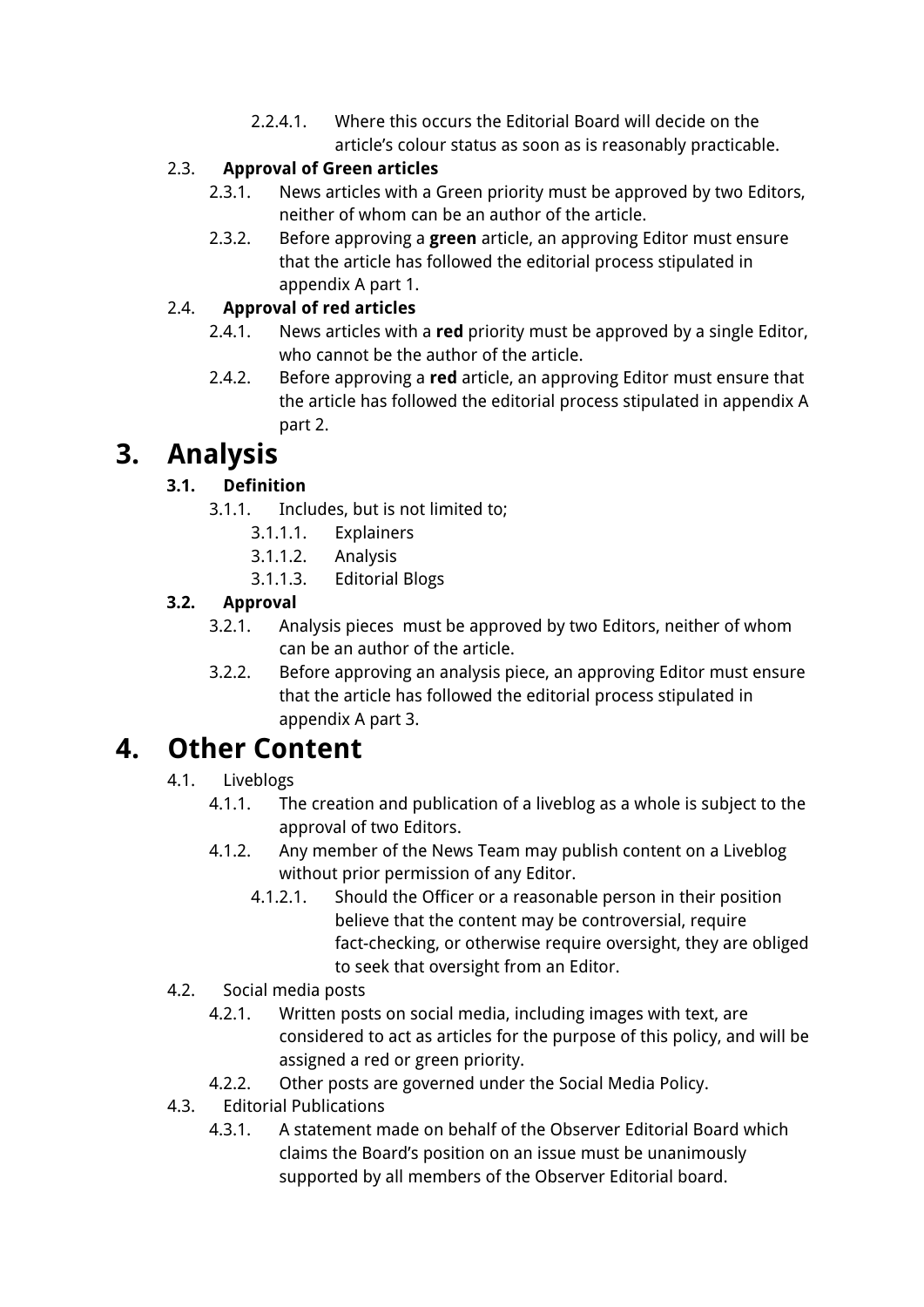2.2.4.1. Where this occurs the Editorial Board will decide on the article's colour status as soon as is reasonably practicable.

2.3. **Approval of Green articles**

2.3.1. News articles with a Green priority must be approved by two Editors, neither of whom can be an author of the article.

2.3.2. Before approving a **green** article, an approving Editor must ensure that the article has followed the editorial process stipulated in appendix A part 1.

2.4. **Approval of red articles**

2.4.1. News articles with a **red** priority must be approved by a single Editor, who cannot be the author of the article.

2.4.2. Before approving a **red** article, an approving Editor must ensure that the article has followed the editorial process stipulated in appendix A part 2.

# 3. Analysis

### 3.1. Definition

3.1.1. Includes, but is not limited to;

3.1.1.1. Explainers

3.1.1.2. Analysis

3.1.1.3. Editorial Blogs

### 3.2. Approval

3.2.1. Analysis pieces must be approved by two Editors, neither of whom can be an author of the article.

3.2.2. Before approving an analysis piece, an approving Editor must ensure that the article has followed the editorial process stipulated in appendix A part 3.

# 4. Other Content

4.1. Liveblogs

4.1.1. The creation and publication of a liveblog as a whole is subject to the approval of two Editors.

4.1.2. Any member of the News Team may publish content on a Liveblog without prior permission of any Editor.

4.1.2.1. Should the Officer or a reasonable person in their position believe that the content may be controversial, require fact-checking, or otherwise require oversight, they are obliged to seek that oversight from an Editor.

4.2. Social media posts

4.2.1. Written posts on social media, including images with text, are considered to act as articles for the purpose of this policy, and will be assigned a red or green priority.

4.2.2. Other posts are governed under the Social Media Policy.

4.3. Editorial Publications

4.3.1. A statement made on behalf of the Observer Editorial Board which claims the Board's position on an issue must be unanimously supported by all members of the Observer Editorial board.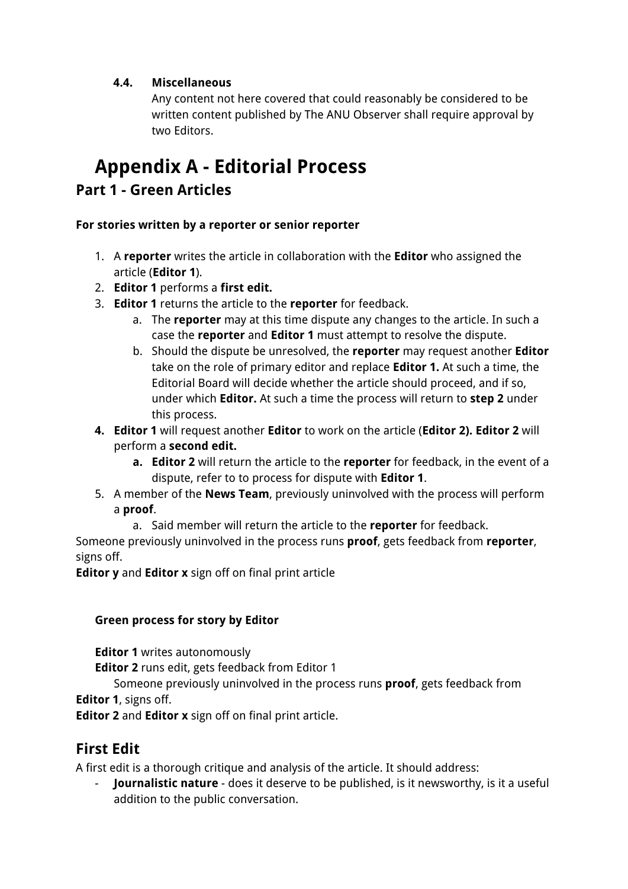**4.4. Miscellaneous**

Any content not here covered that could reasonably be considered to be written content published by The ANU Observer shall require approval by two Editors.

# Appendix A - Editorial Process

## Part 1 - Green Articles

**For stories written by a reporter or senior reporter**

1. A **reporter** writes the article in collaboration with the **Editor** who assigned the article (**Editor 1**).
2. **Editor 1** performs a **first edit.**
3. **Editor 1** returns the article to the **reporter** for feedback.
   a. The **reporter** may at this time dispute any changes to the article. In such a case the **reporter** and **Editor 1** must attempt to resolve the dispute.
   b. Should the dispute be unresolved, the **reporter** may request another **Editor** take on the role of primary editor and replace **Editor 1.** At such a time, the Editorial Board will decide whether the article should proceed, and if so, under which **Editor.** At such a time the process will return to **step 2** under this process.
4. **Editor 1** will request another **Editor** to work on the article (**Editor 2). Editor 2** will perform a **second edit.**
   a. **Editor 2** will return the article to the **reporter** for feedback, in the event of a dispute, refer to to process for dispute with **Editor 1**.
5. A member of the **News Team**, previously uninvolved with the process will perform a **proof**.
   a. Said member will return the article to the **reporter** for feedback.

Someone previously uninvolved in the process runs **proof**, gets feedback from **reporter**, signs off.

**Editor y** and **Editor x** sign off on final print article

**Green process for story by Editor**

**Editor 1** writes autonomously

**Editor 2** runs edit, gets feedback from Editor 1

Someone previously uninvolved in the process runs **proof**, gets feedback from **Editor 1**, signs off.

**Editor 2** and **Editor x** sign off on final print article.

## First Edit

A first edit is a thorough critique and analysis of the article. It should address:

- **Journalistic nature** - does it deserve to be published, is it newsworthy, is it a useful addition to the public conversation.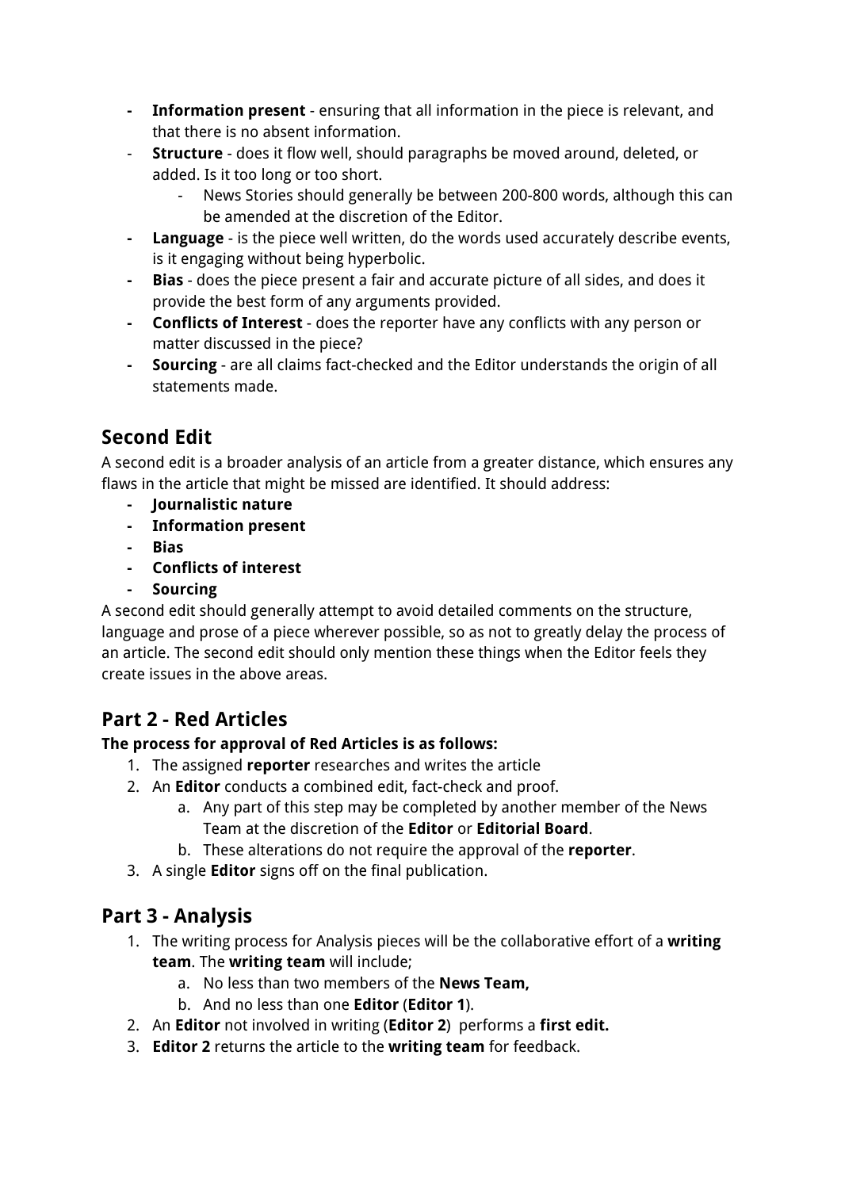- **Information present** - ensuring that all information in the piece is relevant, and that there is no absent information.
- **Structure** - does it flow well, should paragraphs be moved around, deleted, or added. Is it too long or too short.
    - News Stories should generally be between 200-800 words, although this can be amended at the discretion of the Editor.
- **Language** - is the piece well written, do the words used accurately describe events, is it engaging without being hyperbolic.
- **Bias** - does the piece present a fair and accurate picture of all sides, and does it provide the best form of any arguments provided.
- **Conflicts of Interest** - does the reporter have any conflicts with any person or matter discussed in the piece?
- **Sourcing** - are all claims fact-checked and the Editor understands the origin of all statements made.

## Second Edit

A second edit is a broader analysis of an article from a greater distance, which ensures any flaws in the article that might be missed are identified. It should address:

- **Journalistic nature**
- **Information present**
- **Bias**
- **Conflicts of interest**
- **Sourcing**

A second edit should generally attempt to avoid detailed comments on the structure, language and prose of a piece wherever possible, so as not to greatly delay the process of an article. The second edit should only mention these things when the Editor feels they create issues in the above areas.

## Part 2 - Red Articles

**The process for approval of Red Articles is as follows:**

1. The assigned **reporter** researches and writes the article
2. An **Editor** conducts a combined edit, fact-check and proof.
    a. Any part of this step may be completed by another member of the News Team at the discretion of the **Editor** or **Editorial Board**.
    b. These alterations do not require the approval of the **reporter**.
3. A single **Editor** signs off on the final publication.

## Part 3 - Analysis

1. The writing process for Analysis pieces will be the collaborative effort of a **writing team**. The **writing team** will include;
    a. No less than two members of the **News Team,**
    b. And no less than one **Editor** (**Editor 1**).
2. An **Editor** not involved in writing (**Editor 2**) performs a **first edit.**
3. **Editor 2** returns the article to the **writing team** for feedback.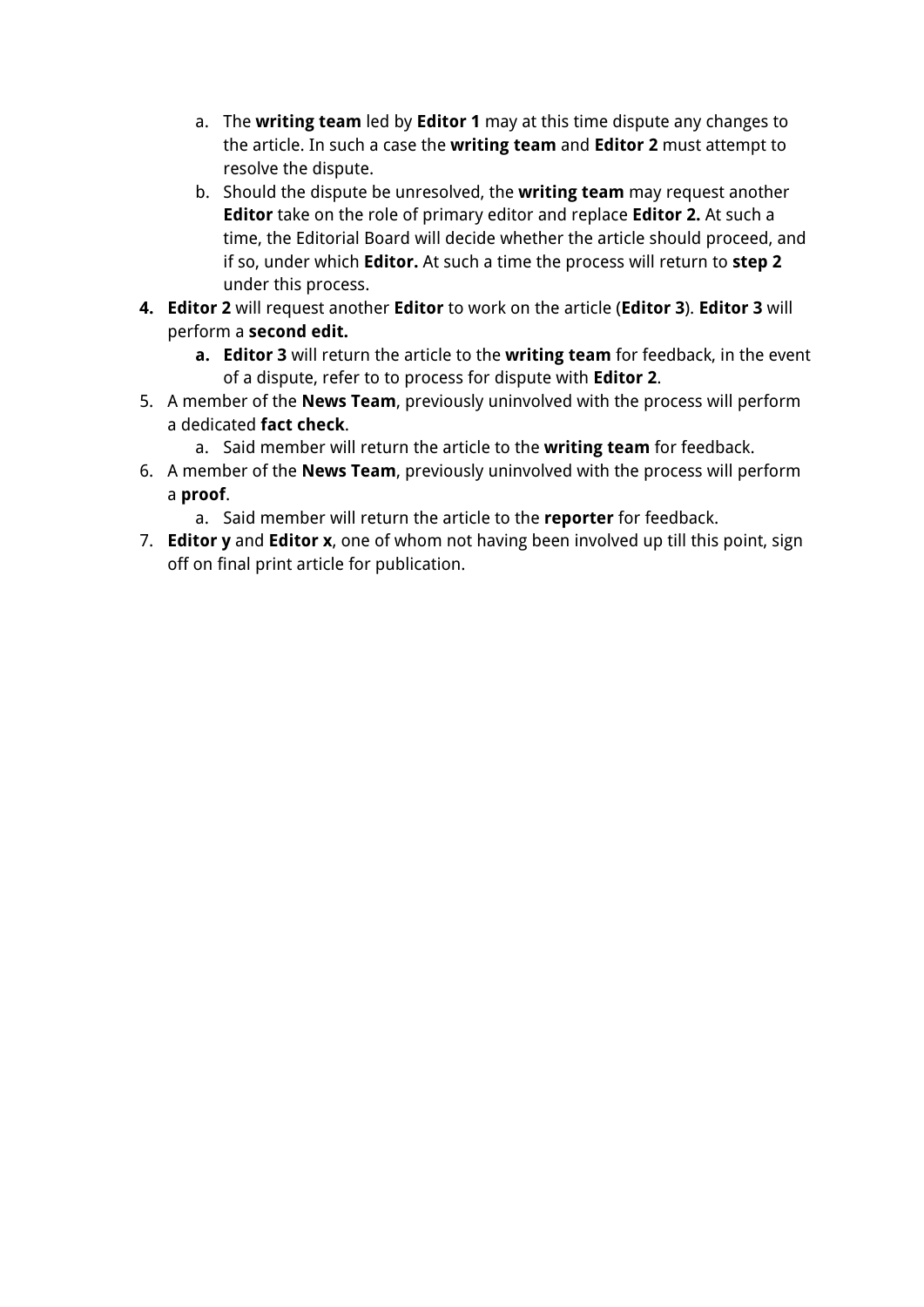a. The **writing team** led by **Editor 1** may at this time dispute any changes to the article. In such a case the **writing team** and **Editor 2** must attempt to resolve the dispute.
   b. Should the dispute be unresolved, the **writing team** may request another **Editor** take on the role of primary editor and replace **Editor 2.** At such a time, the Editorial Board will decide whether the article should proceed, and if so, under which **Editor.** At such a time the process will return to **step 2** under this process.

4. **Editor 2** will request another **Editor** to work on the article (**Editor 3**). **Editor 3** will perform a **second edit.**
   a. **Editor 3** will return the article to the **writing team** for feedback, in the event of a dispute, refer to to process for dispute with **Editor 2**.
5. A member of the **News Team**, previously uninvolved with the process will perform a dedicated **fact check**.
   a. Said member will return the article to the **writing team** for feedback.
6. A member of the **News Team**, previously uninvolved with the process will perform a **proof**.
   a. Said member will return the article to the **reporter** for feedback.
7. **Editor y** and **Editor x**, one of whom not having been involved up till this point, sign off on final print article for publication.